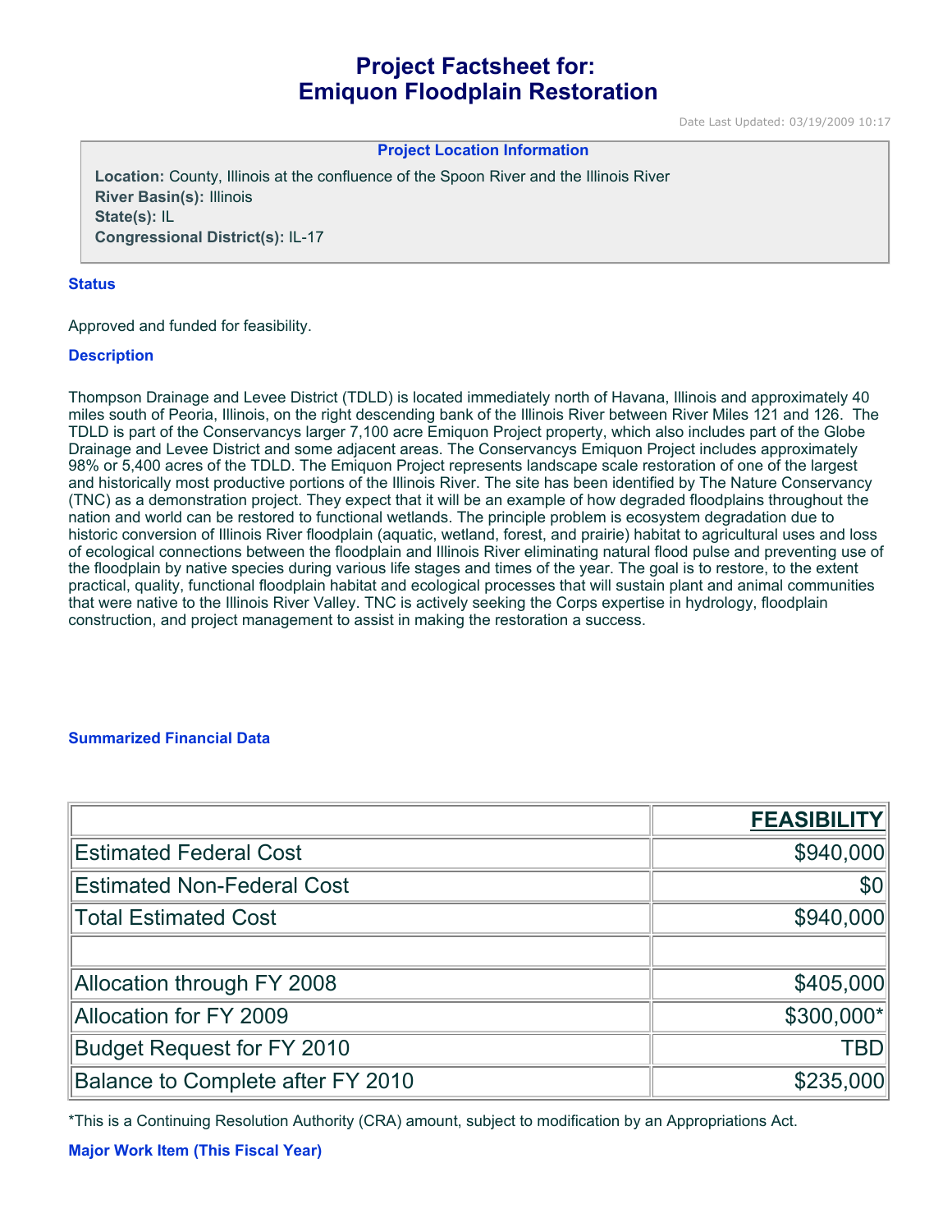# Project Factsheet for:
# Emiquon Floodplain Restoration

Date Last Updated: 03/19/2009 10:17

**Project Location Information**

**Location:** County, Illinois at the confluence of the Spoon River and the Illinois River
**River Basin(s):** Illinois
**State(s):** IL
**Congressional District(s):** IL-17

### Status

Approved and funded for feasibility.

### Description

Thompson Drainage and Levee District (TDLD) is located immediately north of Havana, Illinois and approximately 40 miles south of Peoria, Illinois, on the right descending bank of the Illinois River between River Miles 121 and 126. The TDLD is part of the Conservancys larger 7,100 acre Emiquon Project property, which also includes part of the Globe Drainage and Levee District and some adjacent areas. The Conservancys Emiquon Project includes approximately 98% or 5,400 acres of the TDLD. The Emiquon Project represents landscape scale restoration of one of the largest and historically most productive portions of the Illinois River. The site has been identified by The Nature Conservancy (TNC) as a demonstration project. They expect that it will be an example of how degraded floodplains throughout the nation and world can be restored to functional wetlands. The principle problem is ecosystem degradation due to historic conversion of Illinois River floodplain (aquatic, wetland, forest, and prairie) habitat to agricultural uses and loss of ecological connections between the floodplain and Illinois River eliminating natural flood pulse and preventing use of the floodplain by native species during various life stages and times of the year. The goal is to restore, to the extent practical, quality, functional floodplain habitat and ecological processes that will sustain plant and animal communities that were native to the Illinois River Valley. TNC is actively seeking the Corps expertise in hydrology, floodplain construction, and project management to assist in making the restoration a success.

### Summarized Financial Data

| | FEASIBILITY |
|---|---|
| Estimated Federal Cost | $940,000 |
| Estimated Non-Federal Cost | $0 |
| Total Estimated Cost | $940,000 |
| | |
| Allocation through FY 2008 | $405,000 |
| Allocation for FY 2009 | $300,000* |
| Budget Request for FY 2010 | TBD |
| Balance to Complete after FY 2010 | $235,000 |

*This is a Continuing Resolution Authority (CRA) amount, subject to modification by an Appropriations Act.

### Major Work Item (This Fiscal Year)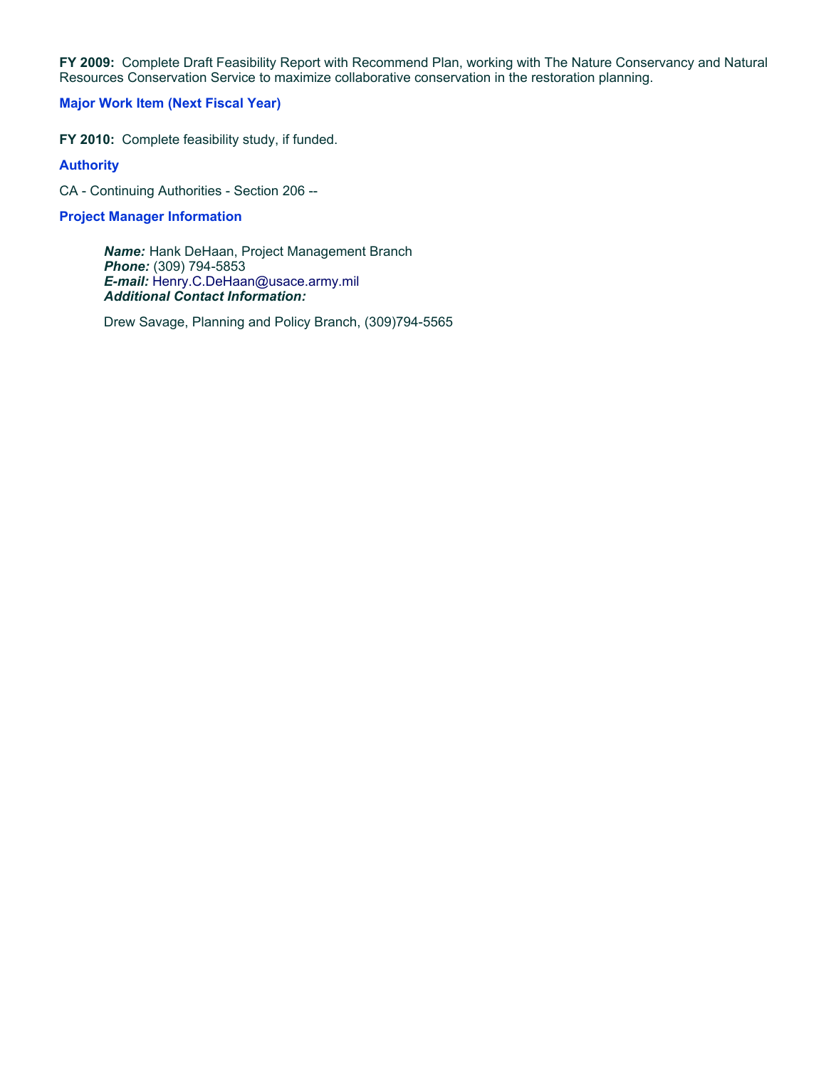**FY 2009:** Complete Draft Feasibility Report with Recommend Plan, working with The Nature Conservancy and Natural Resources Conservation Service to maximize collaborative conservation in the restoration planning.

### Major Work Item (Next Fiscal Year)

**FY 2010:** Complete feasibility study, if funded.

### Authority

CA - Continuing Authorities - Section 206 --

### Project Manager Information

***Name:*** Hank DeHaan, Project Management Branch
***Phone:*** (309) 794-5853
***E-mail:*** Henry.C.DeHaan@usace.army.mil
***Additional Contact Information:***

Drew Savage, Planning and Policy Branch, (309)794-5565